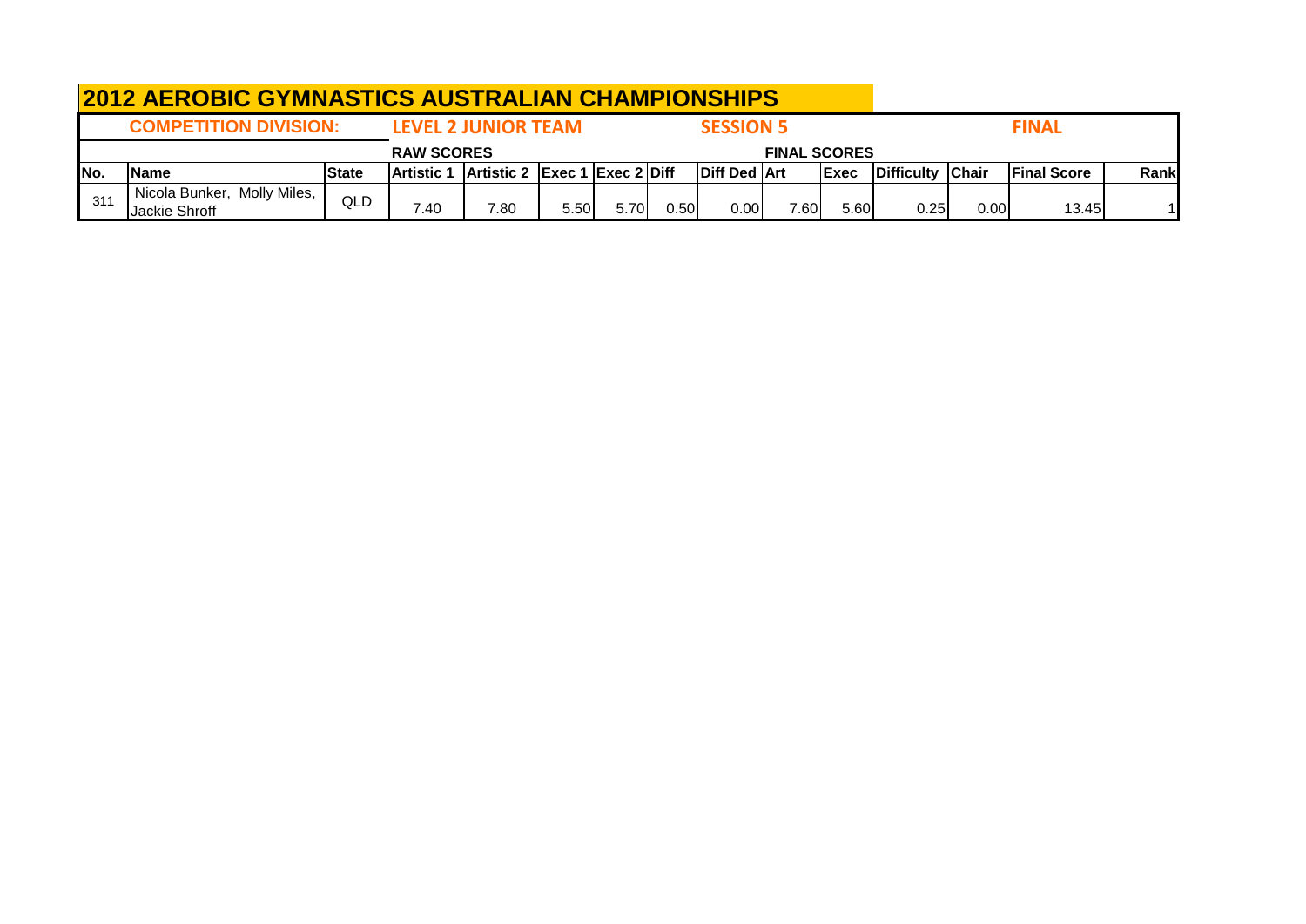# 2012 AEROBIC GYMNASTICS AUSTRALIAN CHAMPIONSHIPS

| COMPETITION DIVISION: | | | LEVEL 2 JUNIOR TEAM | | | | | SESSION 5 | | | | | FINAL | |
|---|---|---|---|---|---|---|---|---|---|---|---|---|---|---|
| | | | RAW SCORES | | | | | | FINAL SCORES | | | | | |
| No. | Name | State | Artistic 1 | Artistic 2 | Exec 1 | Exec 2 | Diff | Diff Ded | Art | Exec | Difficulty | Chair | Final Score | Rank |
| 311 | Nicola Bunker, Molly Miles, Jackie Shroff | QLD | 7.40 | 7.80 | 5.50 | 5.70 | 0.50 | 0.00 | 7.60 | 5.60 | 0.25 | 0.00 | 13.45 | 1 |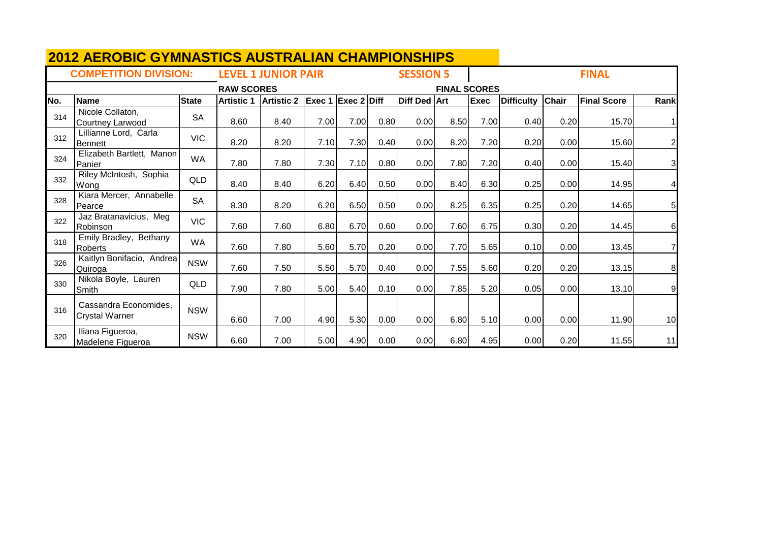# 2012 AEROBIC GYMNASTICS AUSTRALIAN CHAMPIONSHIPS

**COMPETITION DIVISION:** LEVEL 1 JUNIOR PAIR — SESSION 5 — FINAL

| | | | RAW SCORES | | | | | | FINAL SCORES | | | | | |
|---|---|---|---|---|---|---|---|---|---|---|---|---|---|---|
| No. | Name | State | Artistic 1 | Artistic 2 | Exec 1 | Exec 2 | Diff | Diff Ded | Art | Exec | Difficulty | Chair | Final Score | Rank |
| 314 | Nicole Collaton, Courtney Larwood | SA | 8.60 | 8.40 | 7.00 | 7.00 | 0.80 | 0.00 | 8.50 | 7.00 | 0.40 | 0.20 | 15.70 | 1 |
| 312 | Lillianne Lord, Carla Bennett | VIC | 8.20 | 8.20 | 7.10 | 7.30 | 0.40 | 0.00 | 8.20 | 7.20 | 0.20 | 0.00 | 15.60 | 2 |
| 324 | Elizabeth Bartlett, Manon Panier | WA | 7.80 | 7.80 | 7.30 | 7.10 | 0.80 | 0.00 | 7.80 | 7.20 | 0.40 | 0.00 | 15.40 | 3 |
| 332 | Riley McIntosh, Sophia Wong | QLD | 8.40 | 8.40 | 6.20 | 6.40 | 0.50 | 0.00 | 8.40 | 6.30 | 0.25 | 0.00 | 14.95 | 4 |
| 328 | Kiara Mercer, Annabelle Pearce | SA | 8.30 | 8.20 | 6.20 | 6.50 | 0.50 | 0.00 | 8.25 | 6.35 | 0.25 | 0.20 | 14.65 | 5 |
| 322 | Jaz Bratanavicius, Meg Robinson | VIC | 7.60 | 7.60 | 6.80 | 6.70 | 0.60 | 0.00 | 7.60 | 6.75 | 0.30 | 0.20 | 14.45 | 6 |
| 318 | Emily Bradley, Bethany Roberts | WA | 7.60 | 7.80 | 5.60 | 5.70 | 0.20 | 0.00 | 7.70 | 5.65 | 0.10 | 0.00 | 13.45 | 7 |
| 326 | Kaitlyn Bonifacio, Andrea Quiroga | NSW | 7.60 | 7.50 | 5.50 | 5.70 | 0.40 | 0.00 | 7.55 | 5.60 | 0.20 | 0.20 | 13.15 | 8 |
| 330 | Nikola Boyle, Lauren Smith | QLD | 7.90 | 7.80 | 5.00 | 5.40 | 0.10 | 0.00 | 7.85 | 5.20 | 0.05 | 0.00 | 13.10 | 9 |
| 316 | Cassandra Economides, Crystal Warner | NSW | 6.60 | 7.00 | 4.90 | 5.30 | 0.00 | 0.00 | 6.80 | 5.10 | 0.00 | 0.00 | 11.90 | 10 |
| 320 | Iliana Figueroa, Madelene Figueroa | NSW | 6.60 | 7.00 | 5.00 | 4.90 | 0.00 | 0.00 | 6.80 | 4.95 | 0.00 | 0.20 | 11.55 | 11 |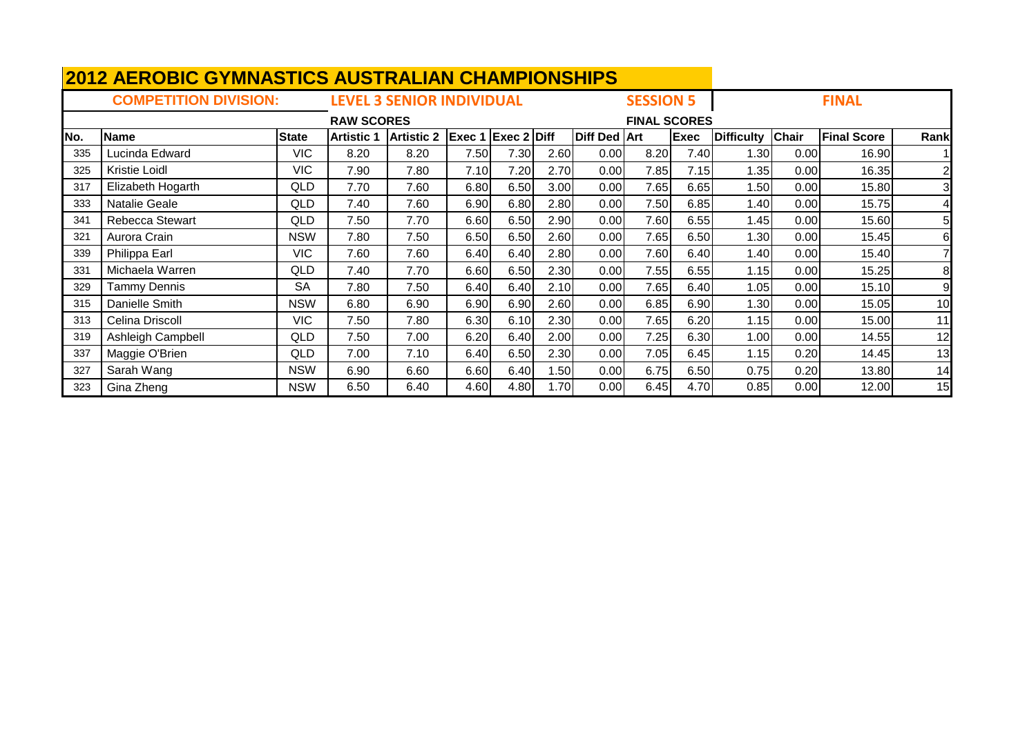# 2012 AEROBIC GYMNASTICS AUSTRALIAN CHAMPIONSHIPS

**COMPETITION DIVISION:** **LEVEL 3 SENIOR INDIVIDUAL** **SESSION 5** **FINAL**

| | | | RAW SCORES | | | | | | FINAL SCORES | | | | | |
|---|---|---|---|---|---|---|---|---|---|---|---|---|---|---|
| No. | Name | State | Artistic 1 | Artistic 2 | Exec 1 | Exec 2 | Diff | Diff Ded | Art | Exec | Difficulty | Chair | Final Score | Rank |
| 335 | Lucinda Edward | VIC | 8.20 | 8.20 | 7.50 | 7.30 | 2.60 | 0.00 | 8.20 | 7.40 | 1.30 | 0.00 | 16.90 | 1 |
| 325 | Kristie Loidl | VIC | 7.90 | 7.80 | 7.10 | 7.20 | 2.70 | 0.00 | 7.85 | 7.15 | 1.35 | 0.00 | 16.35 | 2 |
| 317 | Elizabeth Hogarth | QLD | 7.70 | 7.60 | 6.80 | 6.50 | 3.00 | 0.00 | 7.65 | 6.65 | 1.50 | 0.00 | 15.80 | 3 |
| 333 | Natalie Geale | QLD | 7.40 | 7.60 | 6.90 | 6.80 | 2.80 | 0.00 | 7.50 | 6.85 | 1.40 | 0.00 | 15.75 | 4 |
| 341 | Rebecca Stewart | QLD | 7.50 | 7.70 | 6.60 | 6.50 | 2.90 | 0.00 | 7.60 | 6.55 | 1.45 | 0.00 | 15.60 | 5 |
| 321 | Aurora Crain | NSW | 7.80 | 7.50 | 6.50 | 6.50 | 2.60 | 0.00 | 7.65 | 6.50 | 1.30 | 0.00 | 15.45 | 6 |
| 339 | Philippa Earl | VIC | 7.60 | 7.60 | 6.40 | 6.40 | 2.80 | 0.00 | 7.60 | 6.40 | 1.40 | 0.00 | 15.40 | 7 |
| 331 | Michaela Warren | QLD | 7.40 | 7.70 | 6.60 | 6.50 | 2.30 | 0.00 | 7.55 | 6.55 | 1.15 | 0.00 | 15.25 | 8 |
| 329 | Tammy Dennis | SA | 7.80 | 7.50 | 6.40 | 6.40 | 2.10 | 0.00 | 7.65 | 6.40 | 1.05 | 0.00 | 15.10 | 9 |
| 315 | Danielle Smith | NSW | 6.80 | 6.90 | 6.90 | 6.90 | 2.60 | 0.00 | 6.85 | 6.90 | 1.30 | 0.00 | 15.05 | 10 |
| 313 | Celina Driscoll | VIC | 7.50 | 7.80 | 6.30 | 6.10 | 2.30 | 0.00 | 7.65 | 6.20 | 1.15 | 0.00 | 15.00 | 11 |
| 319 | Ashleigh Campbell | QLD | 7.50 | 7.00 | 6.20 | 6.40 | 2.00 | 0.00 | 7.25 | 6.30 | 1.00 | 0.00 | 14.55 | 12 |
| 337 | Maggie O'Brien | QLD | 7.00 | 7.10 | 6.40 | 6.50 | 2.30 | 0.00 | 7.05 | 6.45 | 1.15 | 0.20 | 14.45 | 13 |
| 327 | Sarah Wang | NSW | 6.90 | 6.60 | 6.60 | 6.40 | 1.50 | 0.00 | 6.75 | 6.50 | 0.75 | 0.20 | 13.80 | 14 |
| 323 | Gina Zheng | NSW | 6.50 | 6.40 | 4.60 | 4.80 | 1.70 | 0.00 | 6.45 | 4.70 | 0.85 | 0.00 | 12.00 | 15 |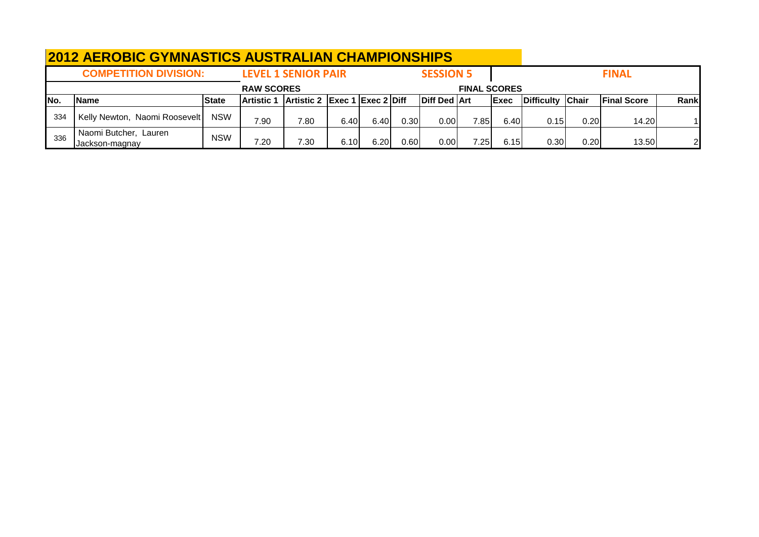# 2012 AEROBIC GYMNASTICS AUSTRALIAN CHAMPIONSHIPS

| COMPETITION DIVISION: | | | LEVEL 1 SENIOR PAIR | | | | | SESSION 5 | | | FINAL | | | |
|---|---|---|---|---|---|---|---|---|---|---|---|---|---|---|
| | | | RAW SCORES | | | | | | FINAL SCORES | | | | | |
| No. | Name | State | Artistic 1 | Artistic 2 | Exec 1 | Exec 2 | Diff | Diff Ded | Art | Exec | Difficulty | Chair | Final Score | Rank |
| 334 | Kelly Newton, Naomi Roosevelt | NSW | 7.90 | 7.80 | 6.40 | 6.40 | 0.30 | 0.00 | 7.85 | 6.40 | 0.15 | 0.20 | 14.20 | 1 |
| 336 | Naomi Butcher, Lauren Jackson-magnay | NSW | 7.20 | 7.30 | 6.10 | 6.20 | 0.60 | 0.00 | 7.25 | 6.15 | 0.30 | 0.20 | 13.50 | 2 |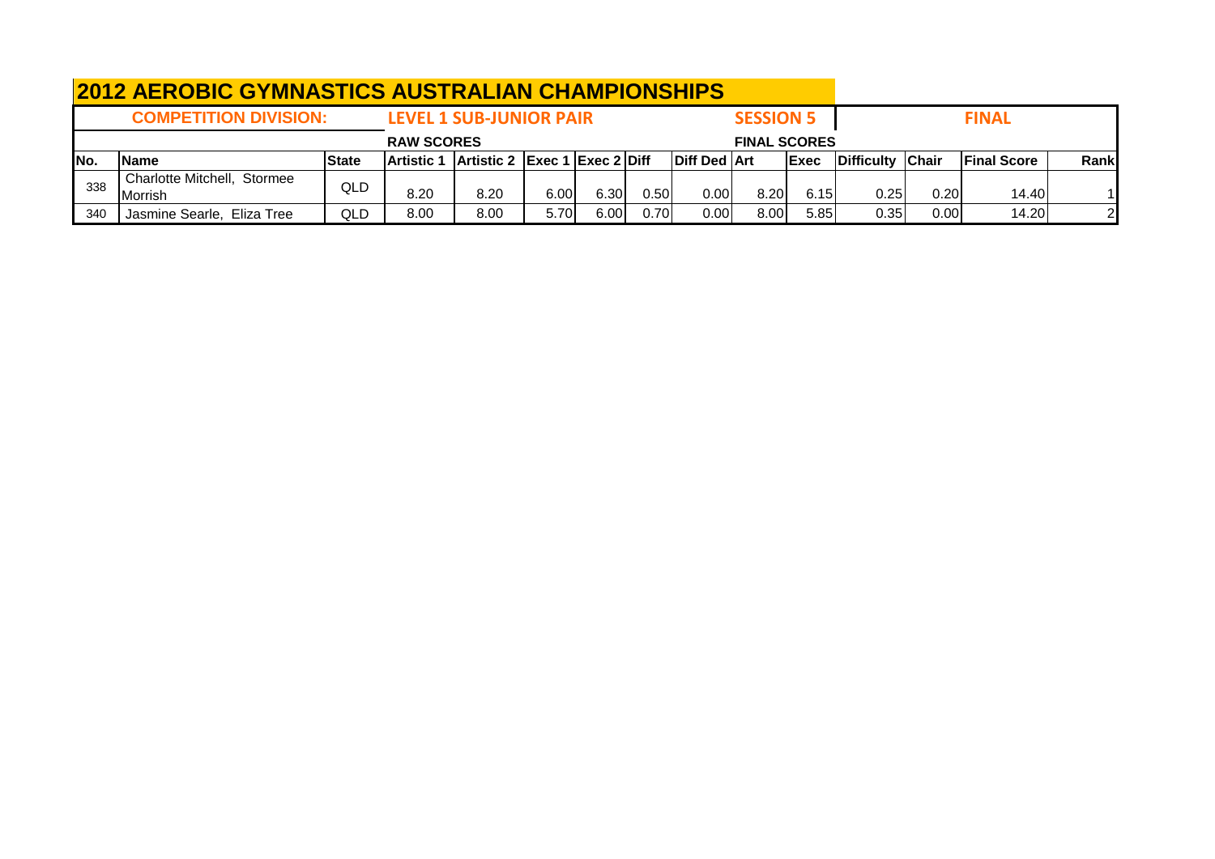# 2012 AEROBIC GYMNASTICS AUSTRALIAN CHAMPIONSHIPS

**COMPETITION DIVISION:** **LEVEL 1 SUB-JUNIOR PAIR** **SESSION 5** **FINAL**

| | | | RAW SCORES | | | | | | FINAL SCORES | | | | | |
|---|---|---|---|---|---|---|---|---|---|---|---|---|---|---|
| **No.** | **Name** | **State** | **Artistic 1** | **Artistic 2** | **Exec 1** | **Exec 2** | **Diff** | **Diff Ded** | **Art** | **Exec** | **Difficulty** | **Chair** | **Final Score** | **Rank** |
| 338 | Charlotte Mitchell, Stormee Morrish | QLD | 8.20 | 8.20 | 6.00 | 6.30 | 0.50 | 0.00 | 8.20 | 6.15 | 0.25 | 0.20 | 14.40 | 1 |
| 340 | Jasmine Searle, Eliza Tree | QLD | 8.00 | 8.00 | 5.70 | 6.00 | 0.70 | 0.00 | 8.00 | 5.85 | 0.35 | 0.00 | 14.20 | 2 |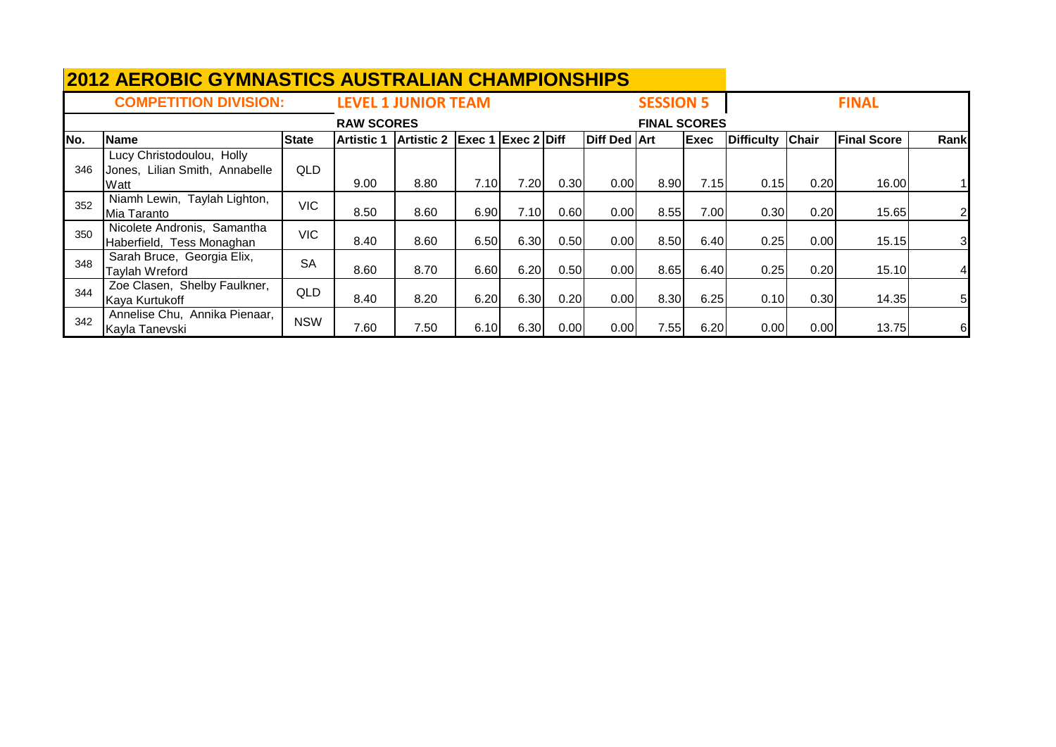# 2012 AEROBIC GYMNASTICS AUSTRALIAN CHAMPIONSHIPS

| COMPETITION DIVISION: | | | LEVEL 1 JUNIOR TEAM | | | | | | SESSION 5 | | | FINAL | | | |
|---|---|---|---|---|---|---|---|---|---|---|---|---|---|---|---|
| | | | RAW SCORES | | | | | | FINAL SCORES | | | | | | |
| No. | Name | State | Artistic 1 | Artistic 2 | Exec 1 | Exec 2 | Diff | Diff Ded | Art | Exec | Difficulty | Chair | Final Score | Rank |
| 346 | Lucy Christodoulou, Holly Jones, Lilian Smith, Annabelle Watt | QLD | 9.00 | 8.80 | 7.10 | 7.20 | 0.30 | 0.00 | 8.90 | 7.15 | 0.15 | 0.20 | 16.00 | 1 |
| 352 | Niamh Lewin, Taylah Lighton, Mia Taranto | VIC | 8.50 | 8.60 | 6.90 | 7.10 | 0.60 | 0.00 | 8.55 | 7.00 | 0.30 | 0.20 | 15.65 | 2 |
| 350 | Nicolete Andronis, Samantha Haberfield, Tess Monaghan | VIC | 8.40 | 8.60 | 6.50 | 6.30 | 0.50 | 0.00 | 8.50 | 6.40 | 0.25 | 0.00 | 15.15 | 3 |
| 348 | Sarah Bruce, Georgia Elix, Taylah Wreford | SA | 8.60 | 8.70 | 6.60 | 6.20 | 0.50 | 0.00 | 8.65 | 6.40 | 0.25 | 0.20 | 15.10 | 4 |
| 344 | Zoe Clasen, Shelby Faulkner, Kaya Kurtukoff | QLD | 8.40 | 8.20 | 6.20 | 6.30 | 0.20 | 0.00 | 8.30 | 6.25 | 0.10 | 0.30 | 14.35 | 5 |
| 342 | Annelise Chu, Annika Pienaar, Kayla Tanevski | NSW | 7.60 | 7.50 | 6.10 | 6.30 | 0.00 | 0.00 | 7.55 | 6.20 | 0.00 | 0.00 | 13.75 | 6 |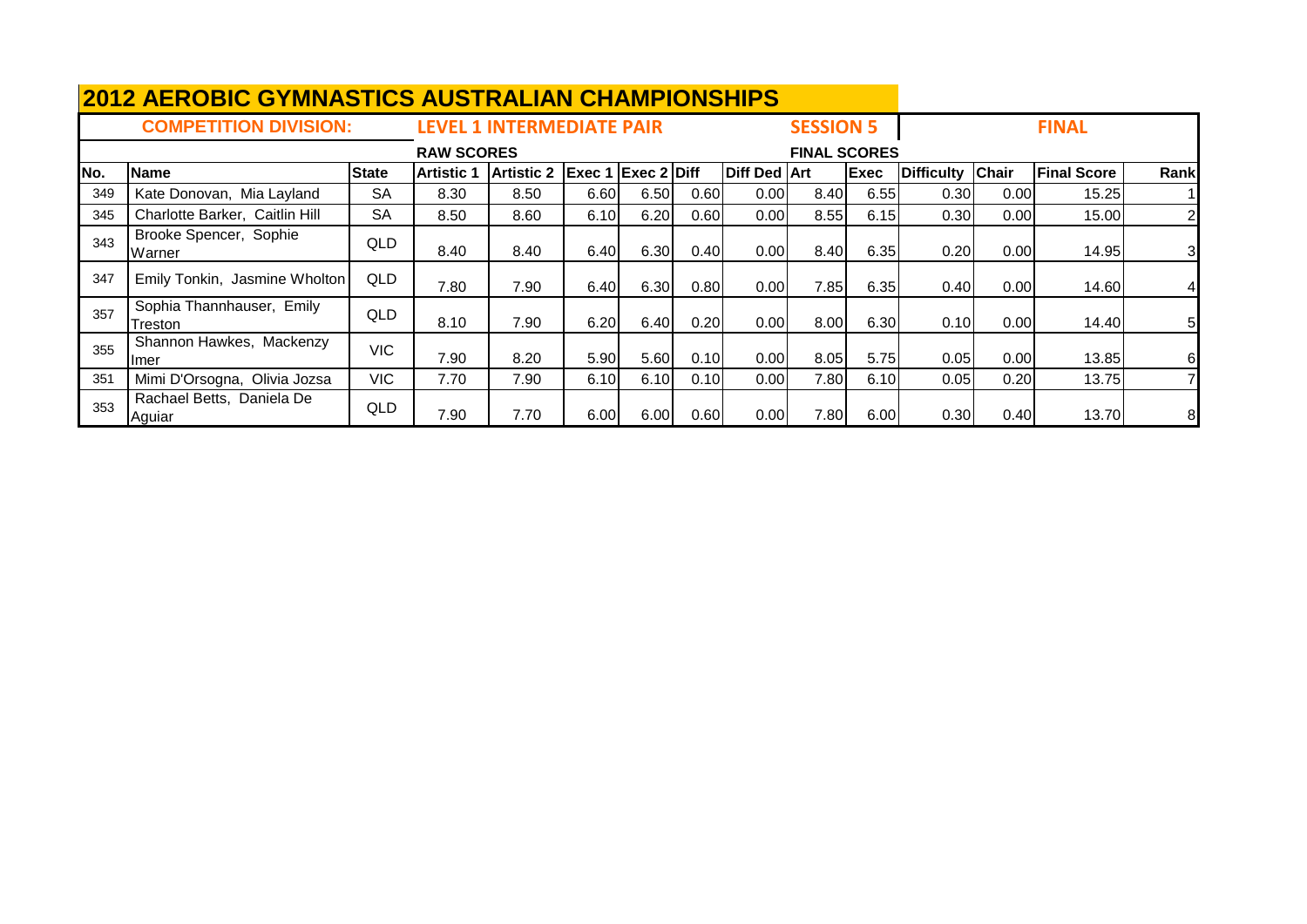# 2012 AEROBIC GYMNASTICS AUSTRALIAN CHAMPIONSHIPS

**COMPETITION DIVISION:** **LEVEL 1 INTERMEDIATE PAIR** **SESSION 5** **FINAL**

| | | | RAW SCORES | | | | | | FINAL SCORES | | | | | |
|---|---|---|---|---|---|---|---|---|---|---|---|---|---|---|
| No. | Name | State | Artistic 1 | Artistic 2 | Exec 1 | Exec 2 | Diff | Diff Ded | Art | Exec | Difficulty | Chair | Final Score | Rank |
| 349 | Kate Donovan, Mia Layland | SA | 8.30 | 8.50 | 6.60 | 6.50 | 0.60 | 0.00 | 8.40 | 6.55 | 0.30 | 0.00 | 15.25 | 1 |
| 345 | Charlotte Barker, Caitlin Hill | SA | 8.50 | 8.60 | 6.10 | 6.20 | 0.60 | 0.00 | 8.55 | 6.15 | 0.30 | 0.00 | 15.00 | 2 |
| 343 | Brooke Spencer, Sophie Warner | QLD | 8.40 | 8.40 | 6.40 | 6.30 | 0.40 | 0.00 | 8.40 | 6.35 | 0.20 | 0.00 | 14.95 | 3 |
| 347 | Emily Tonkin, Jasmine Wholton | QLD | 7.80 | 7.90 | 6.40 | 6.30 | 0.80 | 0.00 | 7.85 | 6.35 | 0.40 | 0.00 | 14.60 | 4 |
| 357 | Sophia Thannhauser, Emily Treston | QLD | 8.10 | 7.90 | 6.20 | 6.40 | 0.20 | 0.00 | 8.00 | 6.30 | 0.10 | 0.00 | 14.40 | 5 |
| 355 | Shannon Hawkes, Mackenzy Imer | VIC | 7.90 | 8.20 | 5.90 | 5.60 | 0.10 | 0.00 | 8.05 | 5.75 | 0.05 | 0.00 | 13.85 | 6 |
| 351 | Mimi D'Orsogna, Olivia Jozsa | VIC | 7.70 | 7.90 | 6.10 | 6.10 | 0.10 | 0.00 | 7.80 | 6.10 | 0.05 | 0.20 | 13.75 | 7 |
| 353 | Rachael Betts, Daniela De Aguiar | QLD | 7.90 | 7.70 | 6.00 | 6.00 | 0.60 | 0.00 | 7.80 | 6.00 | 0.30 | 0.40 | 13.70 | 8 |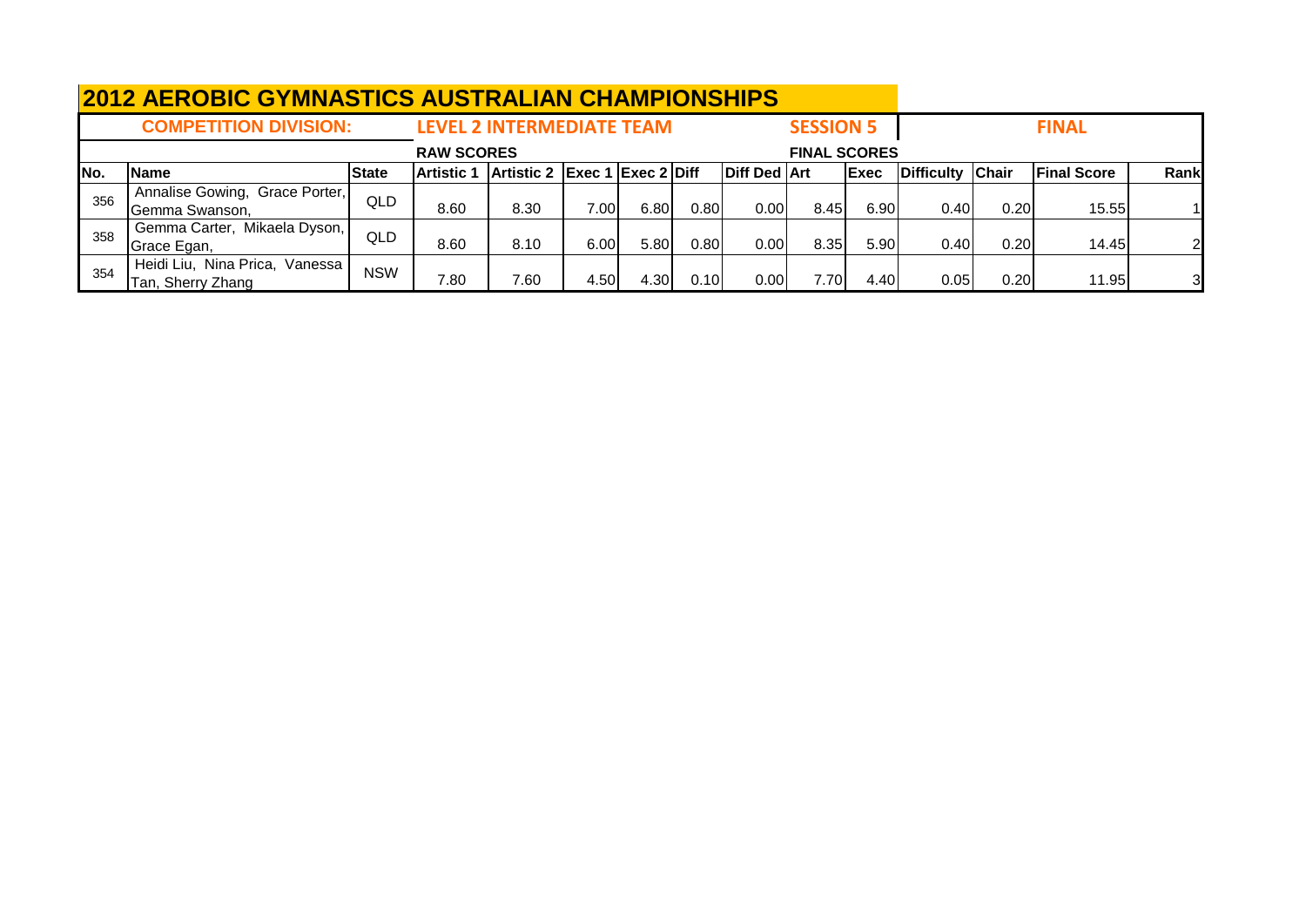# 2012 AEROBIC GYMNASTICS AUSTRALIAN CHAMPIONSHIPS

**COMPETITION DIVISION:** **LEVEL 2 INTERMEDIATE TEAM** **SESSION 5** **FINAL**

| | | | RAW SCORES | | | | | | FINAL SCORES | | | | | |
|---|---|---|---|---|---|---|---|---|---|---|---|---|---|---|
| **No.** | **Name** | **State** | **Artistic 1** | **Artistic 2** | **Exec 1** | **Exec 2** | **Diff** | **Diff Ded** | **Art** | **Exec** | **Difficulty** | **Chair** | **Final Score** | **Rank** |
| 356 | Annalise Gowing, Grace Porter, Gemma Swanson, | QLD | 8.60 | 8.30 | 7.00 | 6.80 | 0.80 | 0.00 | 8.45 | 6.90 | 0.40 | 0.20 | 15.55 | 1 |
| 358 | Gemma Carter, Mikaela Dyson, Grace Egan, | QLD | 8.60 | 8.10 | 6.00 | 5.80 | 0.80 | 0.00 | 8.35 | 5.90 | 0.40 | 0.20 | 14.45 | 2 |
| 354 | Heidi Liu, Nina Prica, Vanessa Tan, Sherry Zhang | NSW | 7.80 | 7.60 | 4.50 | 4.30 | 0.10 | 0.00 | 7.70 | 4.40 | 0.05 | 0.20 | 11.95 | 3 |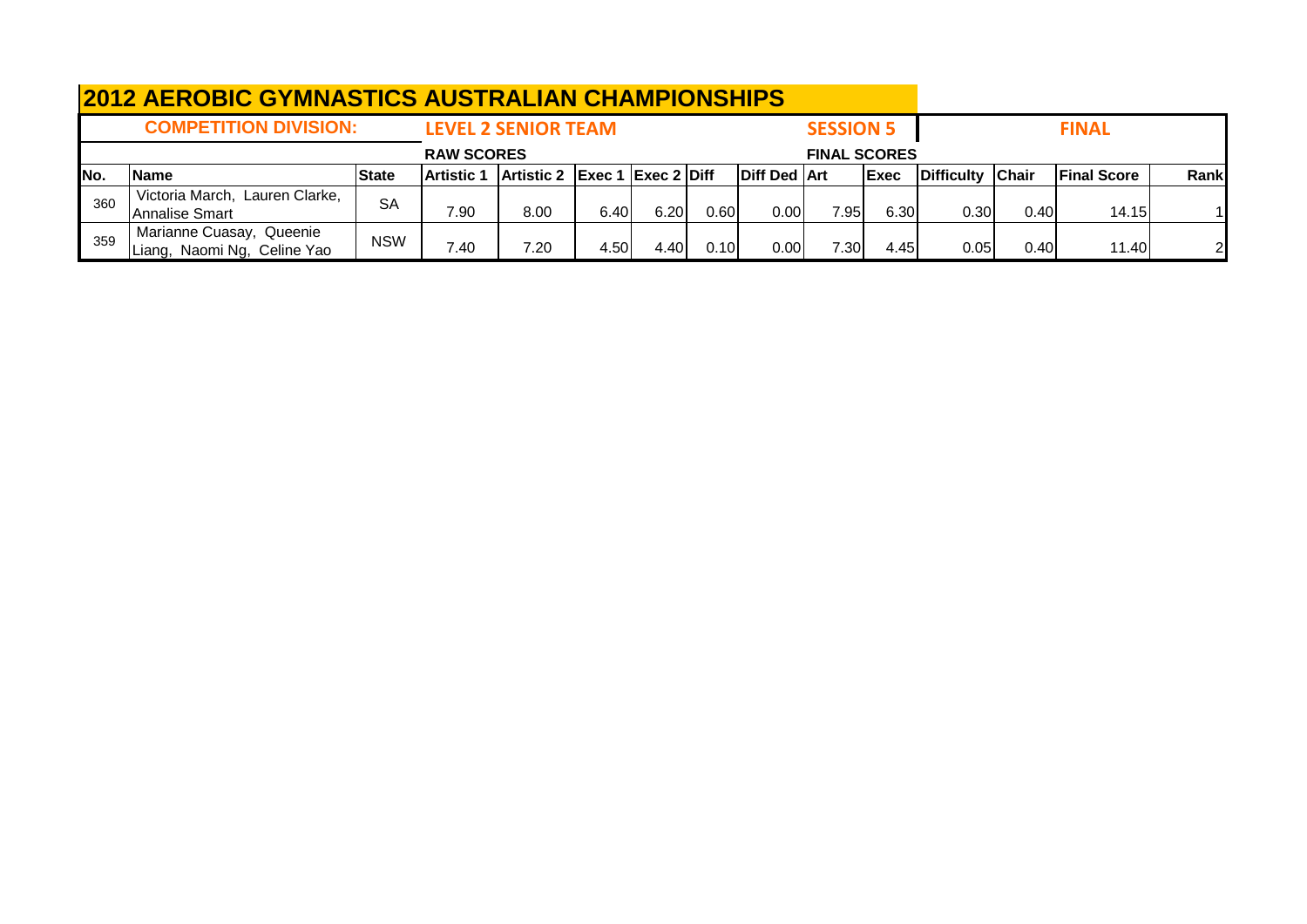# 2012 AEROBIC GYMNASTICS AUSTRALIAN CHAMPIONSHIPS

| COMPETITION DIVISION: | | | LEVEL 2 SENIOR TEAM | | | | | | SESSION 5 | | FINAL | | | |
|---|---|---|---|---|---|---|---|---|---|---|---|---|---|---|
| | | | RAW SCORES | | | | | | FINAL SCORES | | | | | |
| No. | Name | State | Artistic 1 | Artistic 2 | Exec 1 | Exec 2 | Diff | Diff Ded | Art | Exec | Difficulty | Chair | Final Score | Rank |
| 360 | Victoria March, Lauren Clarke, Annalise Smart | SA | 7.90 | 8.00 | 6.40 | 6.20 | 0.60 | 0.00 | 7.95 | 6.30 | 0.30 | 0.40 | 14.15 | 1 |
| 359 | Marianne Cuasay, Queenie Liang, Naomi Ng, Celine Yao | NSW | 7.40 | 7.20 | 4.50 | 4.40 | 0.10 | 0.00 | 7.30 | 4.45 | 0.05 | 0.40 | 11.40 | 2 |